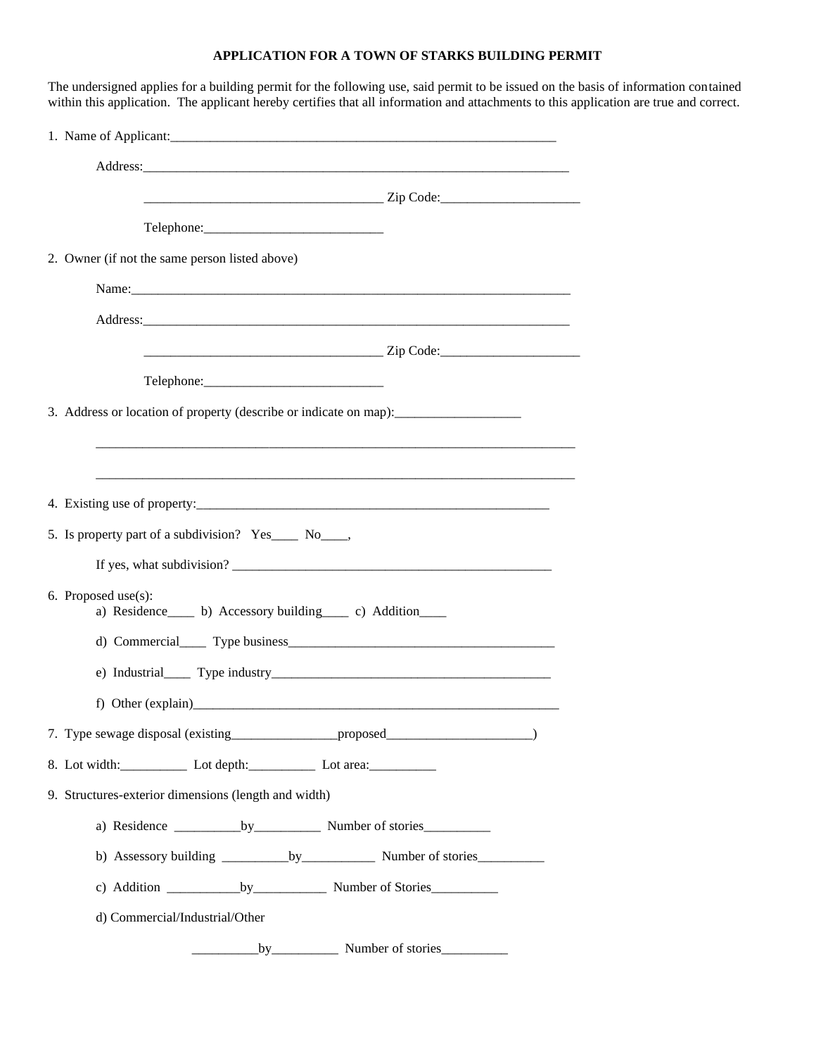## APPLICATION FOR A TOWN OF STARKS BUILDING PERMIT

The undersigned applies for a building permit for the following use, said permit to be issued on the basis of information contained within this application. The applicant hereby certifies that all information and attachments to this application are true and correct.

1. Name of Applicant:____________________________________________________________

   Address:__________________________________________________________________

   ____________________________________ Zip Code:_____________________

   Telephone:___________________________

2. Owner (if not the same person listed above)

   Name:____________________________________________________________________

   Address:__________________________________________________________________

   ____________________________________ Zip Code:_____________________

   Telephone:___________________________

3. Address or location of property (describe or indicate on map):___________________

   ___________________________________________________________________________

   ___________________________________________________________________________

4. Existing use of property:_______________________________________________________

5. Is property part of a subdivision? Yes____ No____,

   If yes, what subdivision? _______________________________________________

6. Proposed use(s):
   a) Residence____ b) Accessory building____ c) Addition____

   d) Commercial____ Type business_________________________________________

   e) Industrial____ Type industry___________________________________________

   f) Other (explain)_______________________________________________________

7. Type sewage disposal (existing________________proposed_____________________)

8. Lot width:__________ Lot depth:__________ Lot area:__________

9. Structures-exterior dimensions (length and width)

   a) Residence __________by__________ Number of stories__________

   b) Assessory building __________by___________ Number of stories__________

   c) Addition ___________by___________ Number of Stories__________

   d) Commercial/Industrial/Other

   __________by__________ Number of stories__________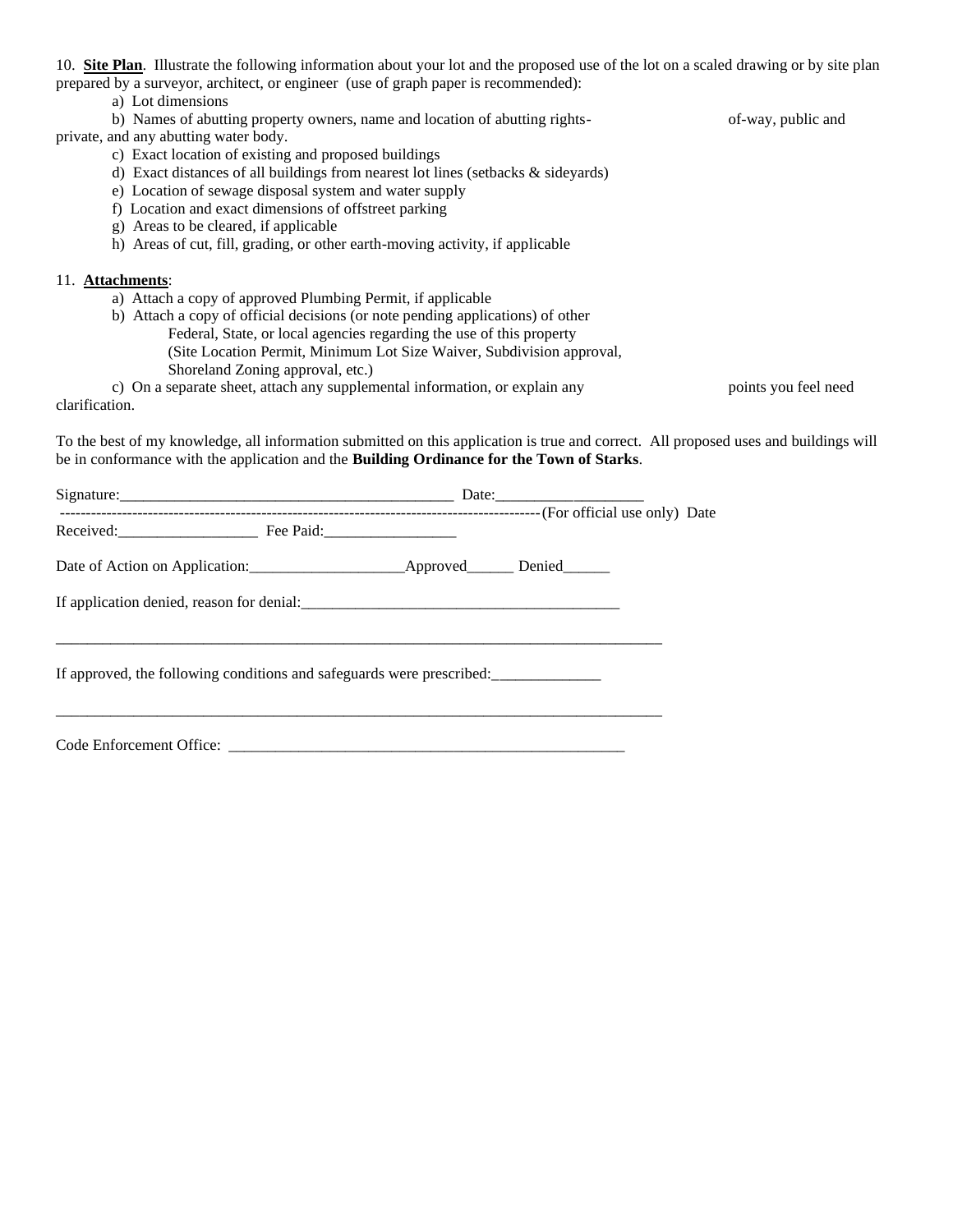10. **Site Plan**. Illustrate the following information about your lot and the proposed use of the lot on a scaled drawing or by site plan prepared by a surveyor, architect, or engineer (use of graph paper is recommended):

a) Lot dimensions
b) Names of abutting property owners, name and location of abutting rights-of-way, public and private, and any abutting water body.
c) Exact location of existing and proposed buildings
d) Exact distances of all buildings from nearest lot lines (setbacks & sideyards)
e) Location of sewage disposal system and water supply
f) Location and exact dimensions of offstreet parking
g) Areas to be cleared, if applicable
h) Areas of cut, fill, grading, or other earth-moving activity, if applicable

11. **Attachments**:

a) Attach a copy of approved Plumbing Permit, if applicable
b) Attach a copy of official decisions (or note pending applications) of other Federal, State, or local agencies regarding the use of this property (Site Location Permit, Minimum Lot Size Waiver, Subdivision approval, Shoreland Zoning approval, etc.)
c) On a separate sheet, attach any supplemental information, or explain any points you feel need clarification.

To the best of my knowledge, all information submitted on this application is true and correct. All proposed uses and buildings will be in conformance with the application and the **Building Ordinance for the Town of Starks**.

Signature:____________________________________________ Date:__________________

------------------------------------------------------------------------------------------(For official use only) Date Received:_________________ Fee Paid:________________

Date of Action on Application:___________________Approved______ Denied______

If application denied, reason for denial:_________________________________________

_________________________________________________________________________________

If approved, the following conditions and safeguards were prescribed:_____________

_________________________________________________________________________________

Code Enforcement Office: ____________________________________________________